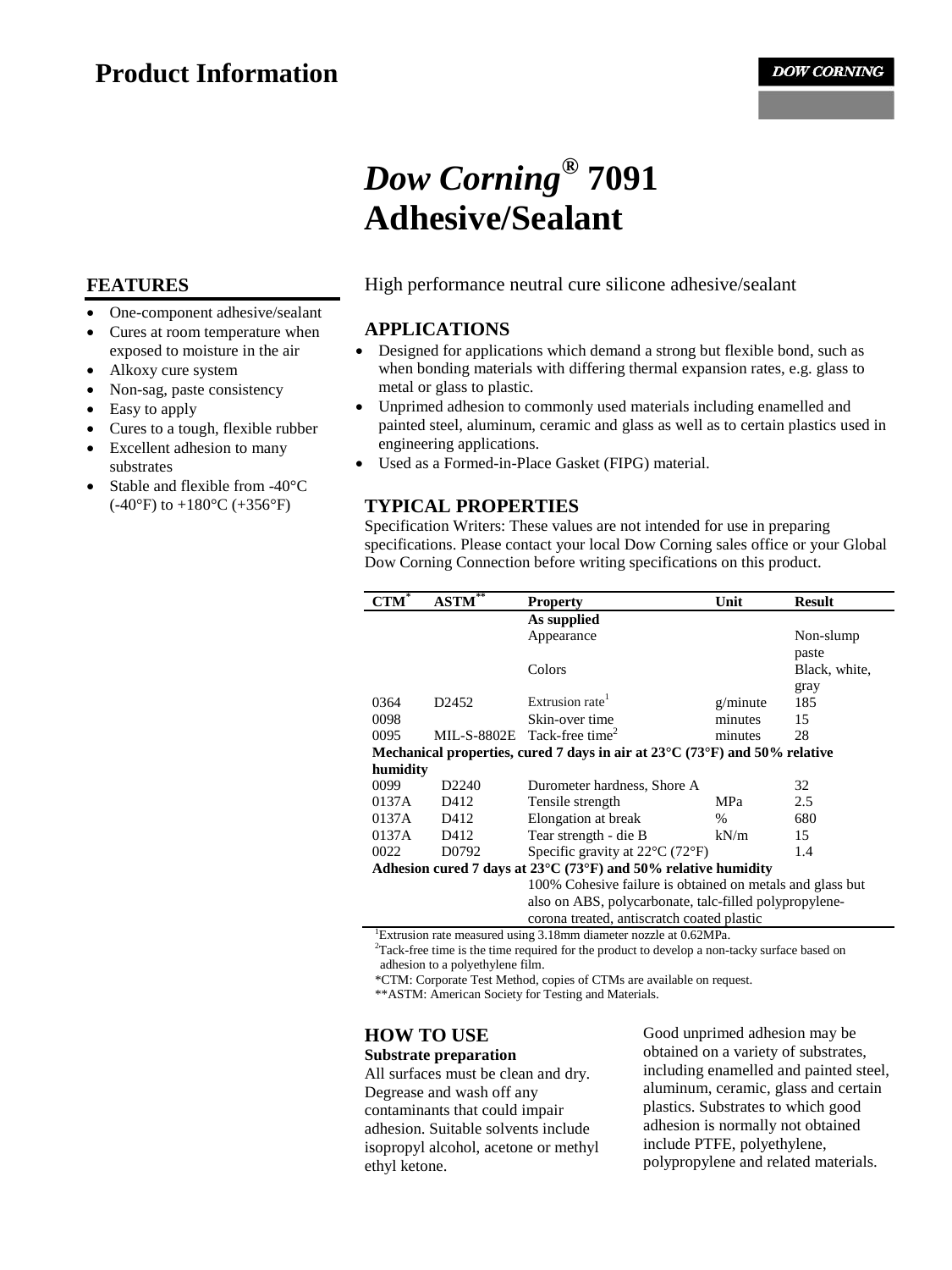# Product Information

DOW CORNING

# *Dow Corning®* 7091 Adhesive/Sealant

High performance neutral cure silicone adhesive/sealant

## FEATURES

- One-component adhesive/sealant
- Cures at room temperature when exposed to moisture in the air
- Alkoxy cure system
- Non-sag, paste consistency
- Easy to apply
- Cures to a tough, flexible rubber
- Excellent adhesion to many substrates
- Stable and flexible from -40°C (-40°F) to +180°C (+356°F)

## APPLICATIONS

- Designed for applications which demand a strong but flexible bond, such as when bonding materials with differing thermal expansion rates, e.g. glass to metal or glass to plastic.
- Unprimed adhesion to commonly used materials including enamelled and painted steel, aluminum, ceramic and glass as well as to certain plastics used in engineering applications.
- Used as a Formed-in-Place Gasket (FIPG) material.

## TYPICAL PROPERTIES

Specification Writers: These values are not intended for use in preparing specifications. Please contact your local Dow Corning sales office or your Global Dow Corning Connection before writing specifications on this product.

| CTM* | ASTM** | Property | Unit | Result |
|---|---|---|---|---|
| | | **As supplied** | | |
| | | Appearance | | Non-slump paste |
| | | Colors | | Black, white, gray |
| 0364 | D2452 | Extrusion rate[1] | g/minute | 185 |
| 0098 | | Skin-over time | minutes | 15 |
| 0095 | MIL-S-8802E | Tack-free time[2] | minutes | 28 |
| **Mechanical properties, cured 7 days in air at 23°C (73°F) and 50% relative humidity** | | | | |
| 0099 | D2240 | Durometer hardness, Shore A | | 32 |
| 0137A | D412 | Tensile strength | MPa | 2.5 |
| 0137A | D412 | Elongation at break | % | 680 |
| 0137A | D412 | Tear strength - die B | kN/m | 15 |
| 0022 | D0792 | Specific gravity at 22°C (72°F) | | 1.4 |
| **Adhesion cured 7 days at 23°C (73°F) and 50% relative humidity** | | | | |
| | | 100% Cohesive failure is obtained on metals and glass but also on ABS, polycarbonate, talc-filled polypropylene-corona treated, antiscratch coated plastic | | |

[1]Extrusion rate measured using 3.18mm diameter nozzle at 0.62MPa.
[2]Tack-free time is the time required for the product to develop a non-tacky surface based on adhesion to a polyethylene film.
*CTM: Corporate Test Method, copies of CTMs are available on request.
**ASTM: American Society for Testing and Materials.

## HOW TO USE

### Substrate preparation

All surfaces must be clean and dry. Degrease and wash off any contaminants that could impair adhesion. Suitable solvents include isopropyl alcohol, acetone or methyl ethyl ketone.

Good unprimed adhesion may be obtained on a variety of substrates, including enamelled and painted steel, aluminum, ceramic, glass and certain plastics. Substrates to which good adhesion is normally not obtained include PTFE, polyethylene, polypropylene and related materials.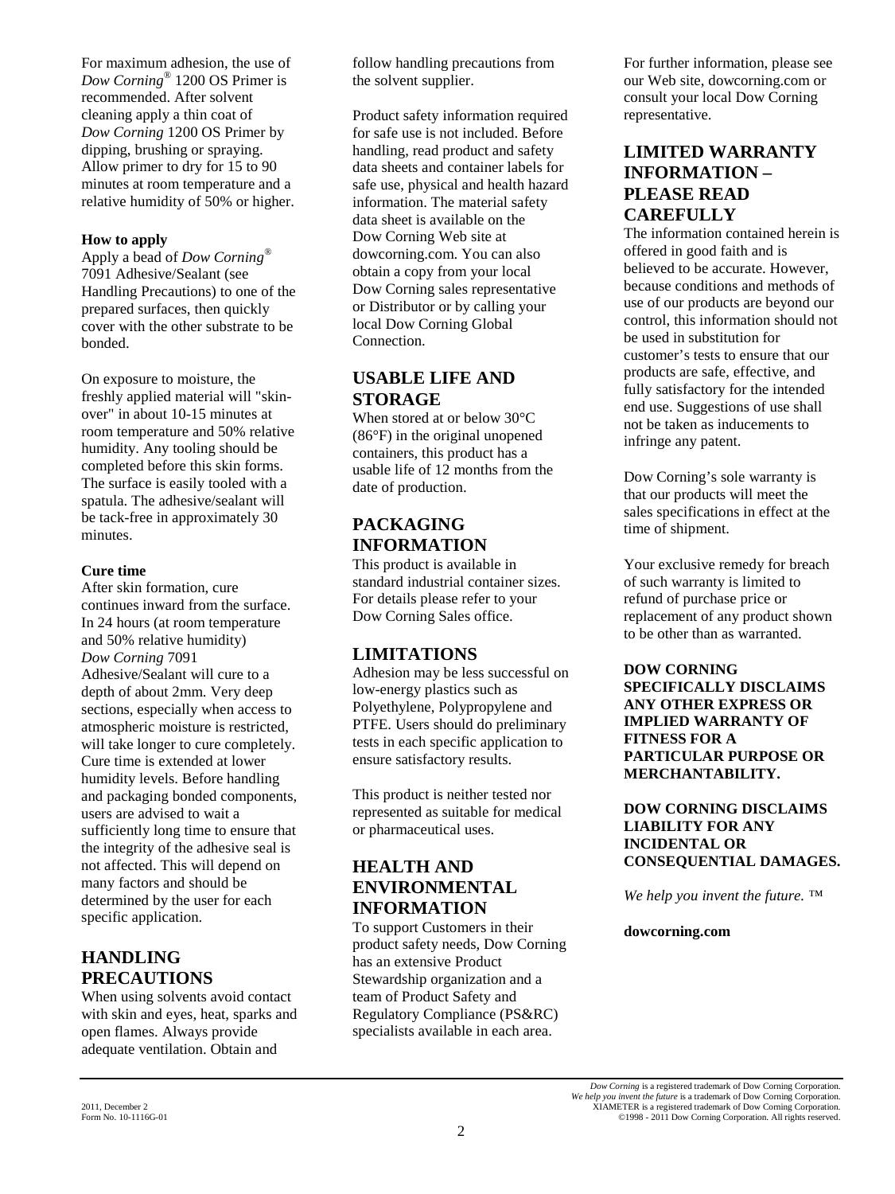For maximum adhesion, the use of *Dow Corning®* 1200 OS Primer is recommended. After solvent cleaning apply a thin coat of *Dow Corning* 1200 OS Primer by dipping, brushing or spraying. Allow primer to dry for 15 to 90 minutes at room temperature and a relative humidity of 50% or higher.

**How to apply**

Apply a bead of *Dow Corning®* 7091 Adhesive/Sealant (see Handling Precautions) to one of the prepared surfaces, then quickly cover with the other substrate to be bonded.

On exposure to moisture, the freshly applied material will "skin-over" in about 10-15 minutes at room temperature and 50% relative humidity. Any tooling should be completed before this skin forms. The surface is easily tooled with a spatula. The adhesive/sealant will be tack-free in approximately 30 minutes.

**Cure time**

After skin formation, cure continues inward from the surface. In 24 hours (at room temperature and 50% relative humidity) *Dow Corning* 7091 Adhesive/Sealant will cure to a depth of about 2mm. Very deep sections, especially when access to atmospheric moisture is restricted, will take longer to cure completely. Cure time is extended at lower humidity levels. Before handling and packaging bonded components, users are advised to wait a sufficiently long time to ensure that the integrity of the adhesive seal is not affected. This will depend on many factors and should be determined by the user for each specific application.

## HANDLING PRECAUTIONS

When using solvents avoid contact with skin and eyes, heat, sparks and open flames. Always provide adequate ventilation. Obtain and follow handling precautions from the solvent supplier.

Product safety information required for safe use is not included. Before handling, read product and safety data sheets and container labels for safe use, physical and health hazard information. The material safety data sheet is available on the Dow Corning Web site at dowcorning.com. You can also obtain a copy from your local Dow Corning sales representative or Distributor or by calling your local Dow Corning Global Connection.

## USABLE LIFE AND STORAGE

When stored at or below 30°C (86°F) in the original unopened containers, this product has a usable life of 12 months from the date of production.

## PACKAGING INFORMATION

This product is available in standard industrial container sizes. For details please refer to your Dow Corning Sales office.

## LIMITATIONS

Adhesion may be less successful on low-energy plastics such as Polyethylene, Polypropylene and PTFE. Users should do preliminary tests in each specific application to ensure satisfactory results.

This product is neither tested nor represented as suitable for medical or pharmaceutical uses.

## HEALTH AND ENVIRONMENTAL INFORMATION

To support Customers in their product safety needs, Dow Corning has an extensive Product Stewardship organization and a team of Product Safety and Regulatory Compliance (PS&RC) specialists available in each area.

For further information, please see our Web site, dowcorning.com or consult your local Dow Corning representative.

## LIMITED WARRANTY INFORMATION – PLEASE READ CAREFULLY

The information contained herein is offered in good faith and is believed to be accurate. However, because conditions and methods of use of our products are beyond our control, this information should not be used in substitution for customer's tests to ensure that our products are safe, effective, and fully satisfactory for the intended end use. Suggestions of use shall not be taken as inducements to infringe any patent.

Dow Corning's sole warranty is that our products will meet the sales specifications in effect at the time of shipment.

Your exclusive remedy for breach of such warranty is limited to refund of purchase price or replacement of any product shown to be other than as warranted.

**DOW CORNING SPECIFICALLY DISCLAIMS ANY OTHER EXPRESS OR IMPLIED WARRANTY OF FITNESS FOR A PARTICULAR PURPOSE OR MERCHANTABILITY.**

**DOW CORNING DISCLAIMS LIABILITY FOR ANY INCIDENTAL OR CONSEQUENTIAL DAMAGES.**

*We help you invent the future.* ™

**dowcorning.com**

2011, December 2
Form No. 10-1116G-01

*Dow Corning* is a registered trademark of Dow Corning Corporation.
*We help you invent the future* is a trademark of Dow Corning Corporation.
XIAMETER is a registered trademark of Dow Corning Corporation.
©1998 - 2011 Dow Corning Corporation. All rights reserved.